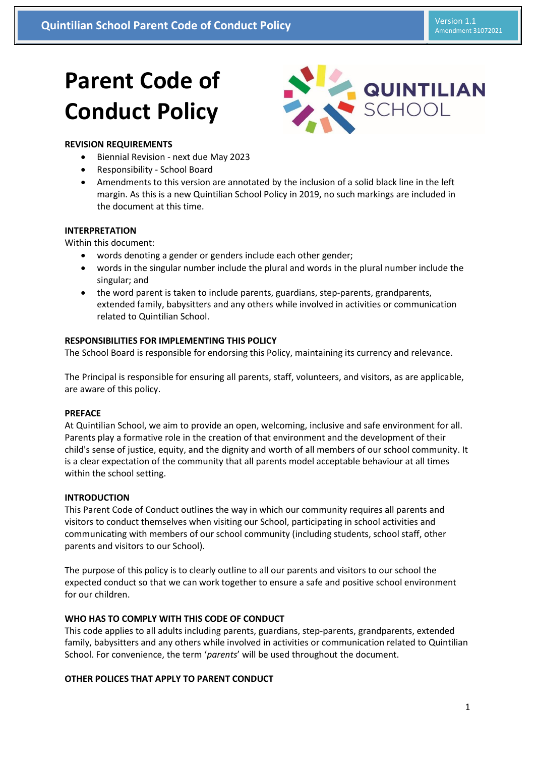# Parent Code of Conduct Policy

**REVISION REQUIREMENTS**

- Biennial Revision - next due May 2023
- Responsibility - School Board
- Amendments to this version are annotated by the inclusion of a solid black line in the left margin. As this is a new Quintilian School Policy in 2019, no such markings are included in the document at this time.

**INTERPRETATION**

Within this document:

- words denoting a gender or genders include each other gender;
- words in the singular number include the plural and words in the plural number include the singular; and
- the word parent is taken to include parents, guardians, step-parents, grandparents, extended family, babysitters and any others while involved in activities or communication related to Quintilian School.

**RESPONSIBILITIES FOR IMPLEMENTING THIS POLICY**

The School Board is responsible for endorsing this Policy, maintaining its currency and relevance.

The Principal is responsible for ensuring all parents, staff, volunteers, and visitors, as are applicable, are aware of this policy.

**PREFACE**

At Quintilian School, we aim to provide an open, welcoming, inclusive and safe environment for all. Parents play a formative role in the creation of that environment and the development of their child's sense of justice, equity, and the dignity and worth of all members of our school community. It is a clear expectation of the community that all parents model acceptable behaviour at all times within the school setting.

**INTRODUCTION**

This Parent Code of Conduct outlines the way in which our community requires all parents and visitors to conduct themselves when visiting our School, participating in school activities and communicating with members of our school community (including students, school staff, other parents and visitors to our School).

The purpose of this policy is to clearly outline to all our parents and visitors to our school the expected conduct so that we can work together to ensure a safe and positive school environment for our children.

**WHO HAS TO COMPLY WITH THIS CODE OF CONDUCT**

This code applies to all adults including parents, guardians, step-parents, grandparents, extended family, babysitters and any others while involved in activities or communication related to Quintilian School. For convenience, the term '*parents*' will be used throughout the document.

**OTHER POLICES THAT APPLY TO PARENT CONDUCT**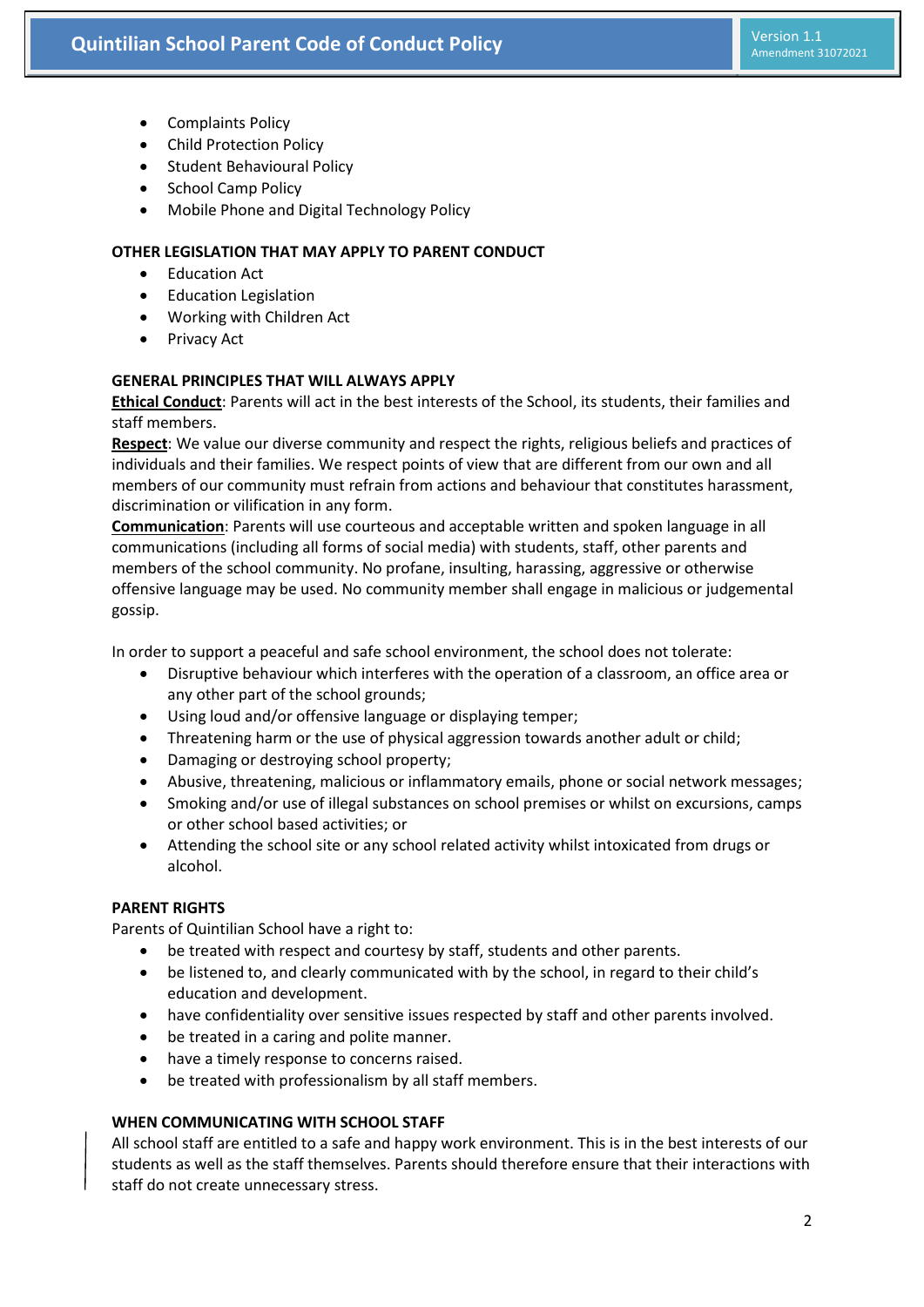- Complaints Policy
- Child Protection Policy
- Student Behavioural Policy
- School Camp Policy
- Mobile Phone and Digital Technology Policy

**OTHER LEGISLATION THAT MAY APPLY TO PARENT CONDUCT**

- Education Act
- Education Legislation
- Working with Children Act
- Privacy Act

**GENERAL PRINCIPLES THAT WILL ALWAYS APPLY**

**Ethical Conduct**: Parents will act in the best interests of the School, its students, their families and staff members.

**Respect**: We value our diverse community and respect the rights, religious beliefs and practices of individuals and their families. We respect points of view that are different from our own and all members of our community must refrain from actions and behaviour that constitutes harassment, discrimination or vilification in any form.

**Communication**: Parents will use courteous and acceptable written and spoken language in all communications (including all forms of social media) with students, staff, other parents and members of the school community. No profane, insulting, harassing, aggressive or otherwise offensive language may be used. No community member shall engage in malicious or judgemental gossip.

In order to support a peaceful and safe school environment, the school does not tolerate:

- Disruptive behaviour which interferes with the operation of a classroom, an office area or any other part of the school grounds;
- Using loud and/or offensive language or displaying temper;
- Threatening harm or the use of physical aggression towards another adult or child;
- Damaging or destroying school property;
- Abusive, threatening, malicious or inflammatory emails, phone or social network messages;
- Smoking and/or use of illegal substances on school premises or whilst on excursions, camps or other school based activities; or
- Attending the school site or any school related activity whilst intoxicated from drugs or alcohol.

**PARENT RIGHTS**

Parents of Quintilian School have a right to:

- be treated with respect and courtesy by staff, students and other parents.
- be listened to, and clearly communicated with by the school, in regard to their child's education and development.
- have confidentiality over sensitive issues respected by staff and other parents involved.
- be treated in a caring and polite manner.
- have a timely response to concerns raised.
- be treated with professionalism by all staff members.

**WHEN COMMUNICATING WITH SCHOOL STAFF**

All school staff are entitled to a safe and happy work environment. This is in the best interests of our students as well as the staff themselves. Parents should therefore ensure that their interactions with staff do not create unnecessary stress.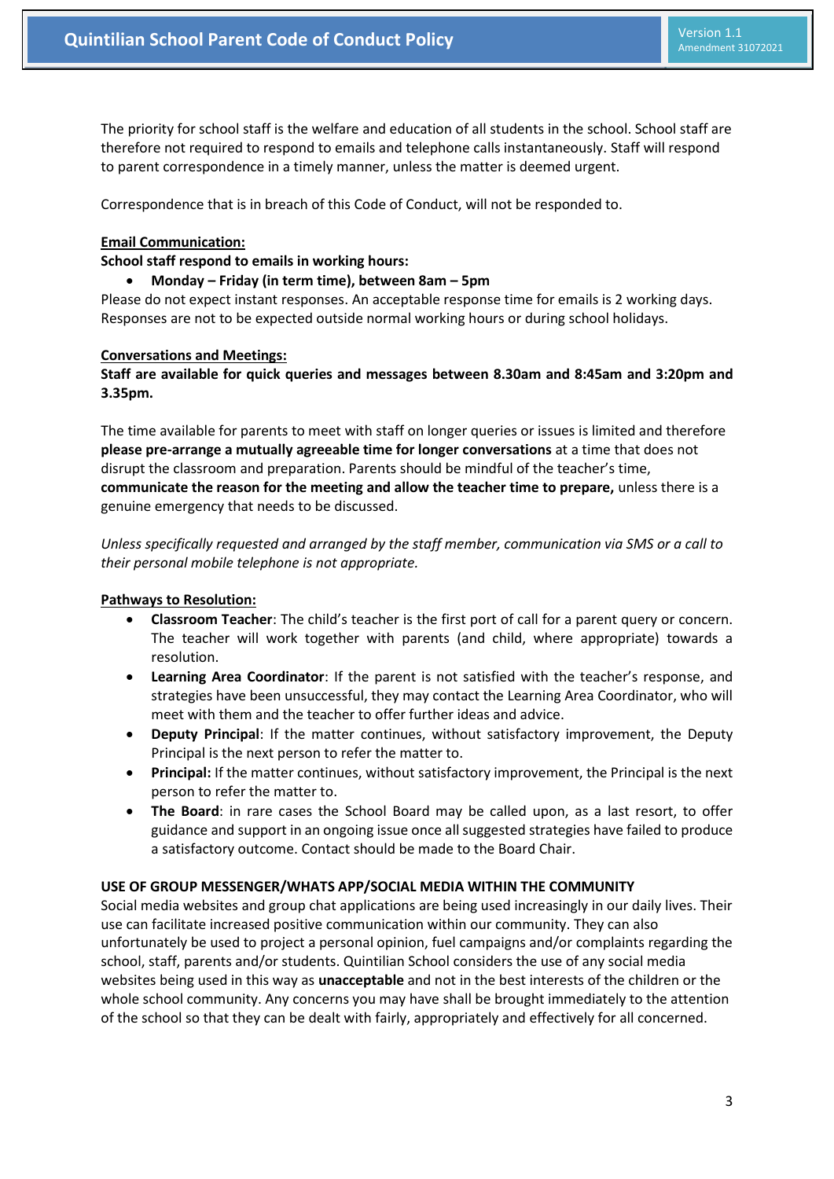The priority for school staff is the welfare and education of all students in the school. School staff are therefore not required to respond to emails and telephone calls instantaneously. Staff will respond to parent correspondence in a timely manner, unless the matter is deemed urgent.

Correspondence that is in breach of this Code of Conduct, will not be responded to.

**Email Communication:**

**School staff respond to emails in working hours:**

- **Monday – Friday (in term time), between 8am – 5pm**

Please do not expect instant responses. An acceptable response time for emails is 2 working days. Responses are not to be expected outside normal working hours or during school holidays.

**Conversations and Meetings:**

**Staff are available for quick queries and messages between 8.30am and 8:45am and 3:20pm and 3.35pm.**

The time available for parents to meet with staff on longer queries or issues is limited and therefore **please pre-arrange a mutually agreeable time for longer conversations** at a time that does not disrupt the classroom and preparation. Parents should be mindful of the teacher's time, **communicate the reason for the meeting and allow the teacher time to prepare,** unless there is a genuine emergency that needs to be discussed.

*Unless specifically requested and arranged by the staff member, communication via SMS or a call to their personal mobile telephone is not appropriate.*

**Pathways to Resolution:**

- **Classroom Teacher**: The child's teacher is the first port of call for a parent query or concern. The teacher will work together with parents (and child, where appropriate) towards a resolution.
- **Learning Area Coordinator**: If the parent is not satisfied with the teacher's response, and strategies have been unsuccessful, they may contact the Learning Area Coordinator, who will meet with them and the teacher to offer further ideas and advice.
- **Deputy Principal**: If the matter continues, without satisfactory improvement, the Deputy Principal is the next person to refer the matter to.
- **Principal:** If the matter continues, without satisfactory improvement, the Principal is the next person to refer the matter to.
- **The Board**: in rare cases the School Board may be called upon, as a last resort, to offer guidance and support in an ongoing issue once all suggested strategies have failed to produce a satisfactory outcome. Contact should be made to the Board Chair.

**USE OF GROUP MESSENGER/WHATS APP/SOCIAL MEDIA WITHIN THE COMMUNITY**

Social media websites and group chat applications are being used increasingly in our daily lives. Their use can facilitate increased positive communication within our community. They can also unfortunately be used to project a personal opinion, fuel campaigns and/or complaints regarding the school, staff, parents and/or students. Quintilian School considers the use of any social media websites being used in this way as **unacceptable** and not in the best interests of the children or the whole school community. Any concerns you may have shall be brought immediately to the attention of the school so that they can be dealt with fairly, appropriately and effectively for all concerned.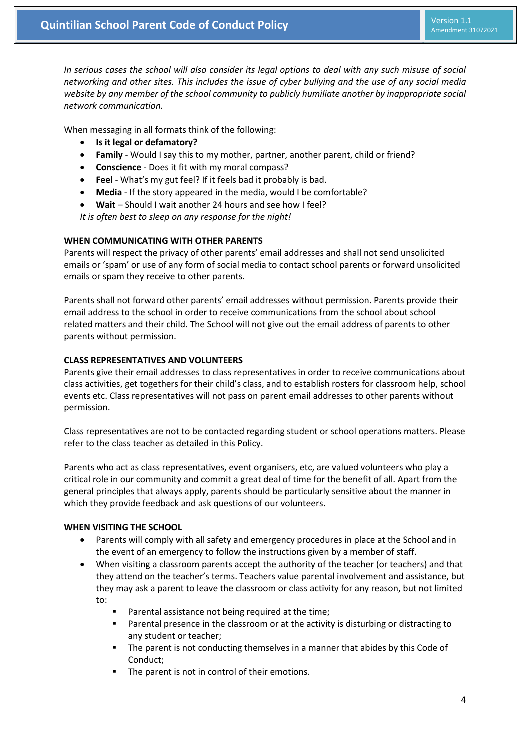*In serious cases the school will also consider its legal options to deal with any such misuse of social networking and other sites. This includes the issue of cyber bullying and the use of any social media website by any member of the school community to publicly humiliate another by inappropriate social network communication.*

When messaging in all formats think of the following:

- **Is it legal or defamatory?**
- **Family** - Would I say this to my mother, partner, another parent, child or friend?
- **Conscience** - Does it fit with my moral compass?
- **Feel** - What's my gut feel? If it feels bad it probably is bad.
- **Media** - If the story appeared in the media, would I be comfortable?
- **Wait** – Should I wait another 24 hours and see how I feel?

*It is often best to sleep on any response for the night!*

**WHEN COMMUNICATING WITH OTHER PARENTS**

Parents will respect the privacy of other parents' email addresses and shall not send unsolicited emails or 'spam' or use of any form of social media to contact school parents or forward unsolicited emails or spam they receive to other parents.

Parents shall not forward other parents' email addresses without permission. Parents provide their email address to the school in order to receive communications from the school about school related matters and their child. The School will not give out the email address of parents to other parents without permission.

**CLASS REPRESENTATIVES AND VOLUNTEERS**

Parents give their email addresses to class representatives in order to receive communications about class activities, get togethers for their child's class, and to establish rosters for classroom help, school events etc. Class representatives will not pass on parent email addresses to other parents without permission.

Class representatives are not to be contacted regarding student or school operations matters. Please refer to the class teacher as detailed in this Policy.

Parents who act as class representatives, event organisers, etc, are valued volunteers who play a critical role in our community and commit a great deal of time for the benefit of all. Apart from the general principles that always apply, parents should be particularly sensitive about the manner in which they provide feedback and ask questions of our volunteers.

**WHEN VISITING THE SCHOOL**

- Parents will comply with all safety and emergency procedures in place at the School and in the event of an emergency to follow the instructions given by a member of staff.
- When visiting a classroom parents accept the authority of the teacher (or teachers) and that they attend on the teacher's terms. Teachers value parental involvement and assistance, but they may ask a parent to leave the classroom or class activity for any reason, but not limited to:
  - Parental assistance not being required at the time;
  - Parental presence in the classroom or at the activity is disturbing or distracting to any student or teacher;
  - The parent is not conducting themselves in a manner that abides by this Code of Conduct;
  - The parent is not in control of their emotions.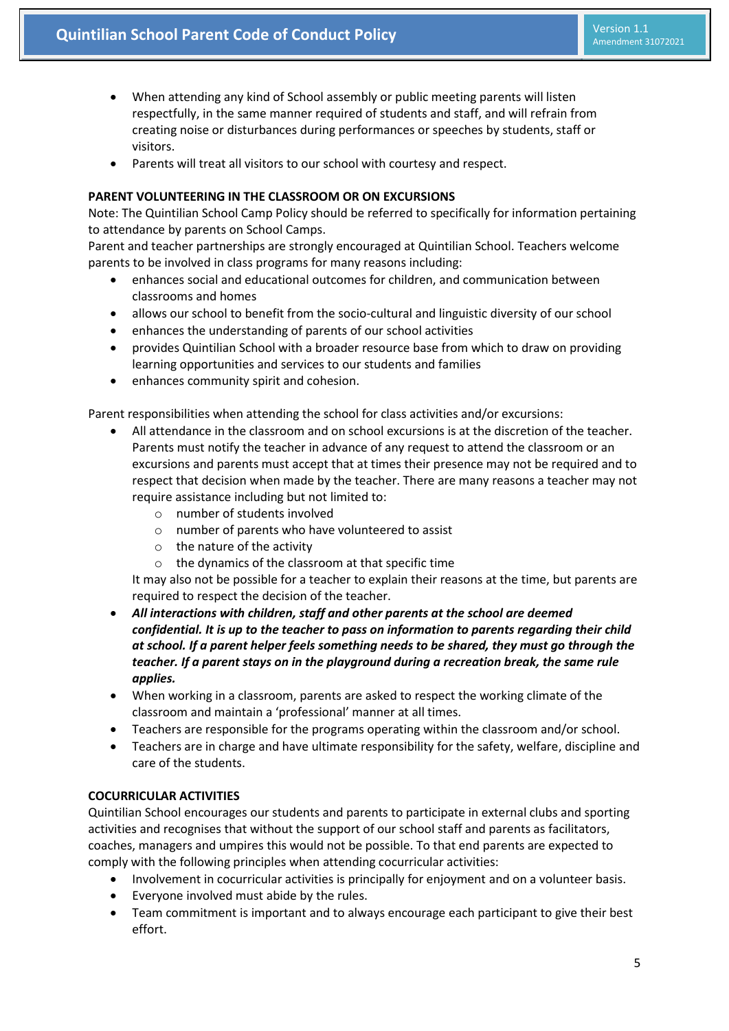- When attending any kind of School assembly or public meeting parents will listen respectfully, in the same manner required of students and staff, and will refrain from creating noise or disturbances during performances or speeches by students, staff or visitors.
- Parents will treat all visitors to our school with courtesy and respect.

**PARENT VOLUNTEERING IN THE CLASSROOM OR ON EXCURSIONS**

Note: The Quintilian School Camp Policy should be referred to specifically for information pertaining to attendance by parents on School Camps.

Parent and teacher partnerships are strongly encouraged at Quintilian School. Teachers welcome parents to be involved in class programs for many reasons including:

- enhances social and educational outcomes for children, and communication between classrooms and homes
- allows our school to benefit from the socio-cultural and linguistic diversity of our school
- enhances the understanding of parents of our school activities
- provides Quintilian School with a broader resource base from which to draw on providing learning opportunities and services to our students and families
- enhances community spirit and cohesion.

Parent responsibilities when attending the school for class activities and/or excursions:

- All attendance in the classroom and on school excursions is at the discretion of the teacher. Parents must notify the teacher in advance of any request to attend the classroom or an excursions and parents must accept that at times their presence may not be required and to respect that decision when made by the teacher. There are many reasons a teacher may not require assistance including but not limited to:
    - number of students involved
    - number of parents who have volunteered to assist
    - the nature of the activity
    - the dynamics of the classroom at that specific time

  It may also not be possible for a teacher to explain their reasons at the time, but parents are required to respect the decision of the teacher.
- ***All interactions with children, staff and other parents at the school are deemed confidential. It is up to the teacher to pass on information to parents regarding their child at school. If a parent helper feels something needs to be shared, they must go through the teacher. If a parent stays on in the playground during a recreation break, the same rule applies.***
- When working in a classroom, parents are asked to respect the working climate of the classroom and maintain a 'professional' manner at all times.
- Teachers are responsible for the programs operating within the classroom and/or school.
- Teachers are in charge and have ultimate responsibility for the safety, welfare, discipline and care of the students.

**COCURRICULAR ACTIVITIES**

Quintilian School encourages our students and parents to participate in external clubs and sporting activities and recognises that without the support of our school staff and parents as facilitators, coaches, managers and umpires this would not be possible. To that end parents are expected to comply with the following principles when attending cocurricular activities:

- Involvement in cocurricular activities is principally for enjoyment and on a volunteer basis.
- Everyone involved must abide by the rules.
- Team commitment is important and to always encourage each participant to give their best effort.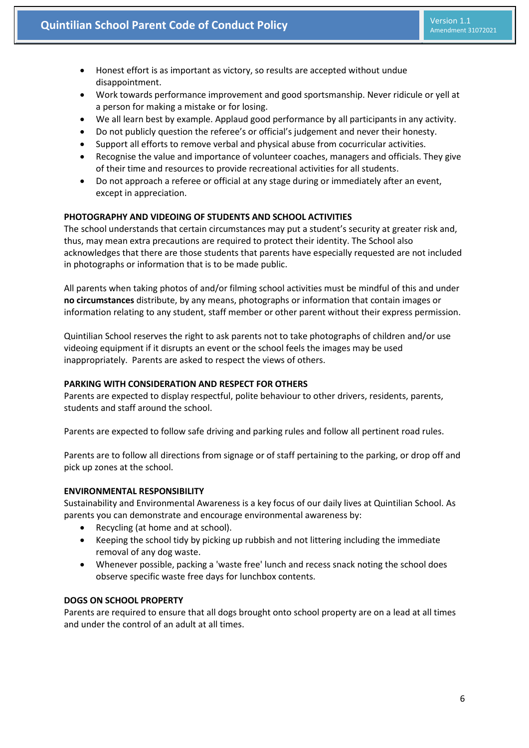- Honest effort is as important as victory, so results are accepted without undue disappointment.
- Work towards performance improvement and good sportsmanship. Never ridicule or yell at a person for making a mistake or for losing.
- We all learn best by example. Applaud good performance by all participants in any activity.
- Do not publicly question the referee's or official's judgement and never their honesty.
- Support all efforts to remove verbal and physical abuse from cocurricular activities.
- Recognise the value and importance of volunteer coaches, managers and officials. They give of their time and resources to provide recreational activities for all students.
- Do not approach a referee or official at any stage during or immediately after an event, except in appreciation.

**PHOTOGRAPHY AND VIDEOING OF STUDENTS AND SCHOOL ACTIVITIES**

The school understands that certain circumstances may put a student's security at greater risk and, thus, may mean extra precautions are required to protect their identity. The School also acknowledges that there are those students that parents have especially requested are not included in photographs or information that is to be made public.

All parents when taking photos of and/or filming school activities must be mindful of this and under **no circumstances** distribute, by any means, photographs or information that contain images or information relating to any student, staff member or other parent without their express permission.

Quintilian School reserves the right to ask parents not to take photographs of children and/or use videoing equipment if it disrupts an event or the school feels the images may be used inappropriately. Parents are asked to respect the views of others.

**PARKING WITH CONSIDERATION AND RESPECT FOR OTHERS**

Parents are expected to display respectful, polite behaviour to other drivers, residents, parents, students and staff around the school.

Parents are expected to follow safe driving and parking rules and follow all pertinent road rules.

Parents are to follow all directions from signage or of staff pertaining to the parking, or drop off and pick up zones at the school.

**ENVIRONMENTAL RESPONSIBILITY**

Sustainability and Environmental Awareness is a key focus of our daily lives at Quintilian School. As parents you can demonstrate and encourage environmental awareness by:

- Recycling (at home and at school).
- Keeping the school tidy by picking up rubbish and not littering including the immediate removal of any dog waste.
- Whenever possible, packing a 'waste free' lunch and recess snack noting the school does observe specific waste free days for lunchbox contents.

**DOGS ON SCHOOL PROPERTY**

Parents are required to ensure that all dogs brought onto school property are on a lead at all times and under the control of an adult at all times.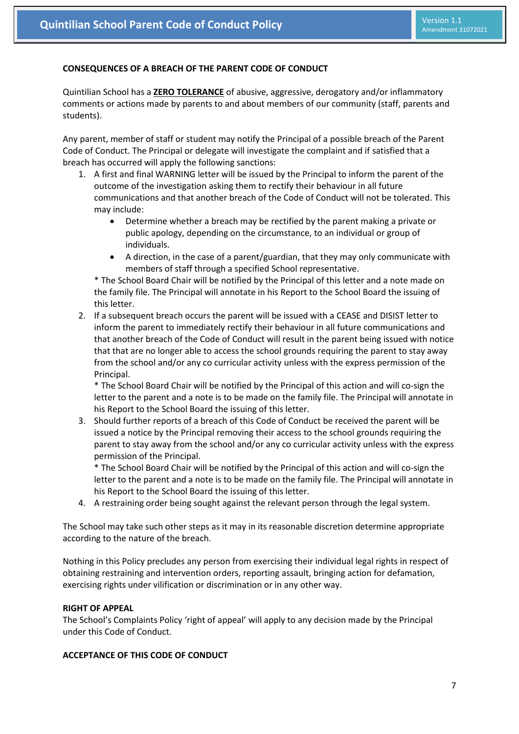**CONSEQUENCES OF A BREACH OF THE PARENT CODE OF CONDUCT**

Quintilian School has a **ZERO TOLERANCE** of abusive, aggressive, derogatory and/or inflammatory comments or actions made by parents to and about members of our community (staff, parents and students).

Any parent, member of staff or student may notify the Principal of a possible breach of the Parent Code of Conduct. The Principal or delegate will investigate the complaint and if satisfied that a breach has occurred will apply the following sanctions:

1. A first and final WARNING letter will be issued by the Principal to inform the parent of the outcome of the investigation asking them to rectify their behaviour in all future communications and that another breach of the Code of Conduct will not be tolerated. This may include:
   - Determine whether a breach may be rectified by the parent making a private or public apology, depending on the circumstance, to an individual or group of individuals.
   - A direction, in the case of a parent/guardian, that they may only communicate with members of staff through a specified School representative.

   * The School Board Chair will be notified by the Principal of this letter and a note made on the family file. The Principal will annotate in his Report to the School Board the issuing of this letter.
2. If a subsequent breach occurs the parent will be issued with a CEASE and DISIST letter to inform the parent to immediately rectify their behaviour in all future communications and that another breach of the Code of Conduct will result in the parent being issued with notice that that are no longer able to access the school grounds requiring the parent to stay away from the school and/or any co curricular activity unless with the express permission of the Principal.

   * The School Board Chair will be notified by the Principal of this action and will co-sign the letter to the parent and a note is to be made on the family file. The Principal will annotate in his Report to the School Board the issuing of this letter.
3. Should further reports of a breach of this Code of Conduct be received the parent will be issued a notice by the Principal removing their access to the school grounds requiring the parent to stay away from the school and/or any co curricular activity unless with the express permission of the Principal.

   * The School Board Chair will be notified by the Principal of this action and will co-sign the letter to the parent and a note is to be made on the family file. The Principal will annotate in his Report to the School Board the issuing of this letter.
4. A restraining order being sought against the relevant person through the legal system.

The School may take such other steps as it may in its reasonable discretion determine appropriate according to the nature of the breach.

Nothing in this Policy precludes any person from exercising their individual legal rights in respect of obtaining restraining and intervention orders, reporting assault, bringing action for defamation, exercising rights under vilification or discrimination or in any other way.

**RIGHT OF APPEAL**

The School's Complaints Policy 'right of appeal' will apply to any decision made by the Principal under this Code of Conduct.

**ACCEPTANCE OF THIS CODE OF CONDUCT**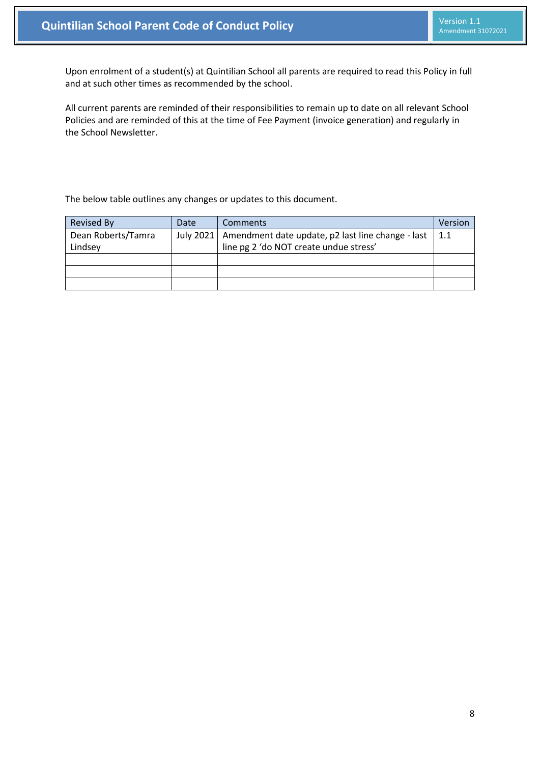Upon enrolment of a student(s) at Quintilian School all parents are required to read this Policy in full and at such other times as recommended by the school.

All current parents are reminded of their responsibilities to remain up to date on all relevant School Policies and are reminded of this at the time of Fee Payment (invoice generation) and regularly in the School Newsletter.

The below table outlines any changes or updates to this document.

| Revised By | Date | Comments | Version |
|---|---|---|---|
| Dean Roberts/Tamra Lindsey | July 2021 | Amendment date update, p2 last line change - last line pg 2 'do NOT create undue stress' | 1.1 |
| | | | |
| | | | |
| | | | |